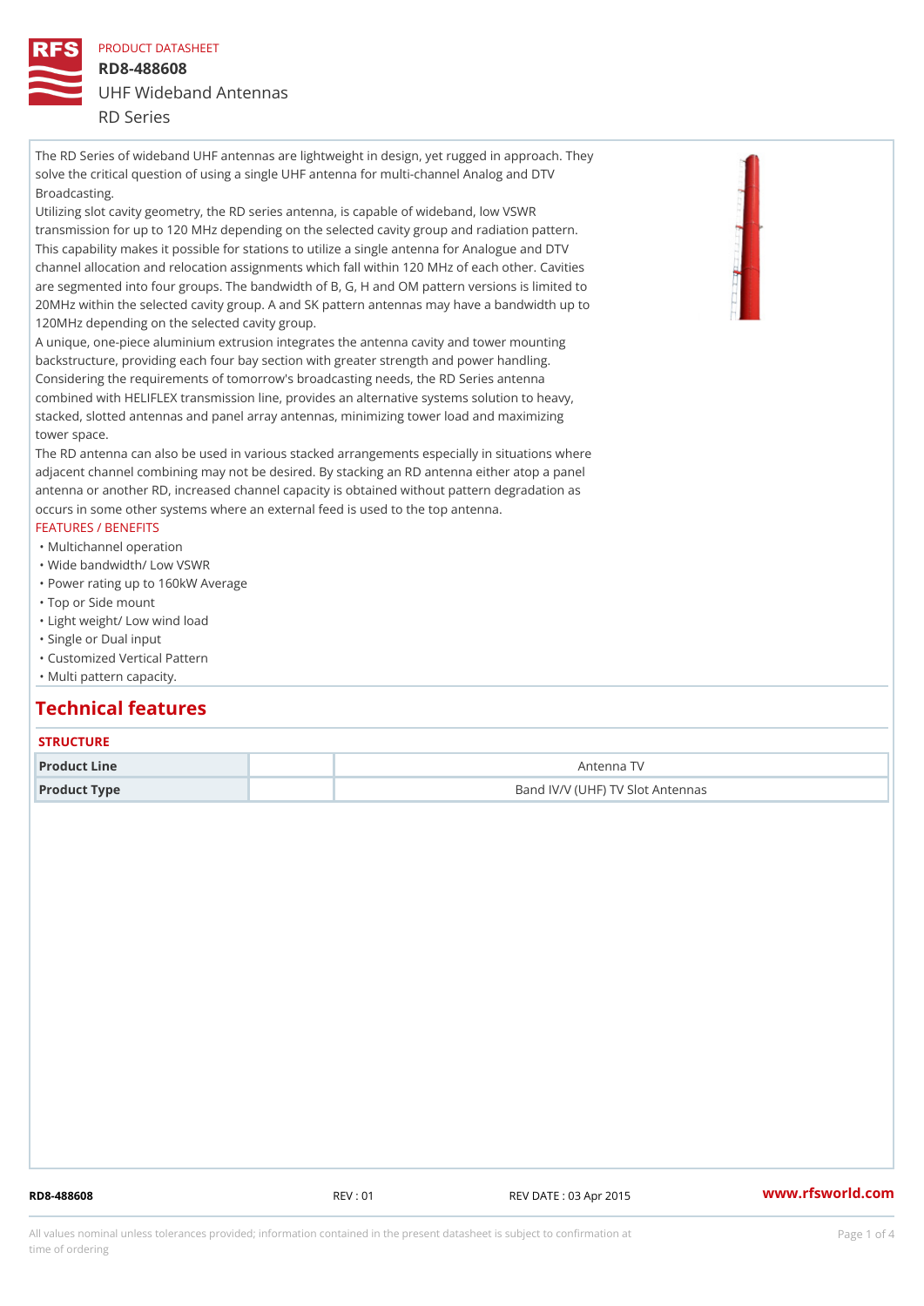PRODUCT DATASHEET

# RD8-488608

## UHF Wideband Antennas

RD Series

The RD Series of wideband UHF antennas are lightweight in design, yet rugged in approach. They solve the critical question of using a single UHF antenna for multi-channel Analog and DTV Broadcasting.

Utilizing slot cavity geometry, the RD series antenna, is capable of wideband, low VSWR transmission for up to 120 MHz depending on the selected cavity group and radiation pattern. This capability makes it possible for stations to utilize a single antenna for Analogue and DTV channel allocation and relocation assignments which fall within 120 MHz of each other. Cavities are segmented into four groups. The bandwidth of B, G, H and OM pattern versions is limited to 20MHz within the selected cavity group. A and SK pattern antennas may have a bandwidth up to 120MHz depending on the selected cavity group.

A unique, one-piece aluminium extrusion integrates the antenna cavity and tower mounting backstructure, providing each four bay section with greater strength and power handling. Considering the requirements of tomorrow's broadcasting needs, the RD Series antenna combined with HELIFLEX transmission line, provides an alternative systems solution to heavy, stacked, slotted antennas and panel array antennas, minimizing tower load and maximizing tower space.

The RD antenna can also be used in various stacked arrangements especially in situations where adjacent channel combining may not be desired. By stacking an RD antenna either atop a panel antenna or another RD, increased channel capacity is obtained without pattern degradation as occurs in some other systems where an external feed is used to the top antenna.

FEATURES / BENEFITS

- Multichannel operation
- Wide bandwidth/ Low VSWR
- Power rating up to 160kW Average
- Top or Side mount
- Light weight/ Low wind load
- Single or Dual input
- Customized Vertical Pattern
- Multi pattern capacity.

## Technical features

### STRUCTURE

| | | |
|---|---|---|
| **Product Line** | | Antenna TV |
| **Product Type** | | Band IV/V (UHF) TV Slot Antennas |

RD8-488608 REV : 01 REV DATE : 03 Apr 2015 www.rfsworld.com

All values nominal unless tolerances provided; information contained in the present datasheet is subject to confirmation at time of ordering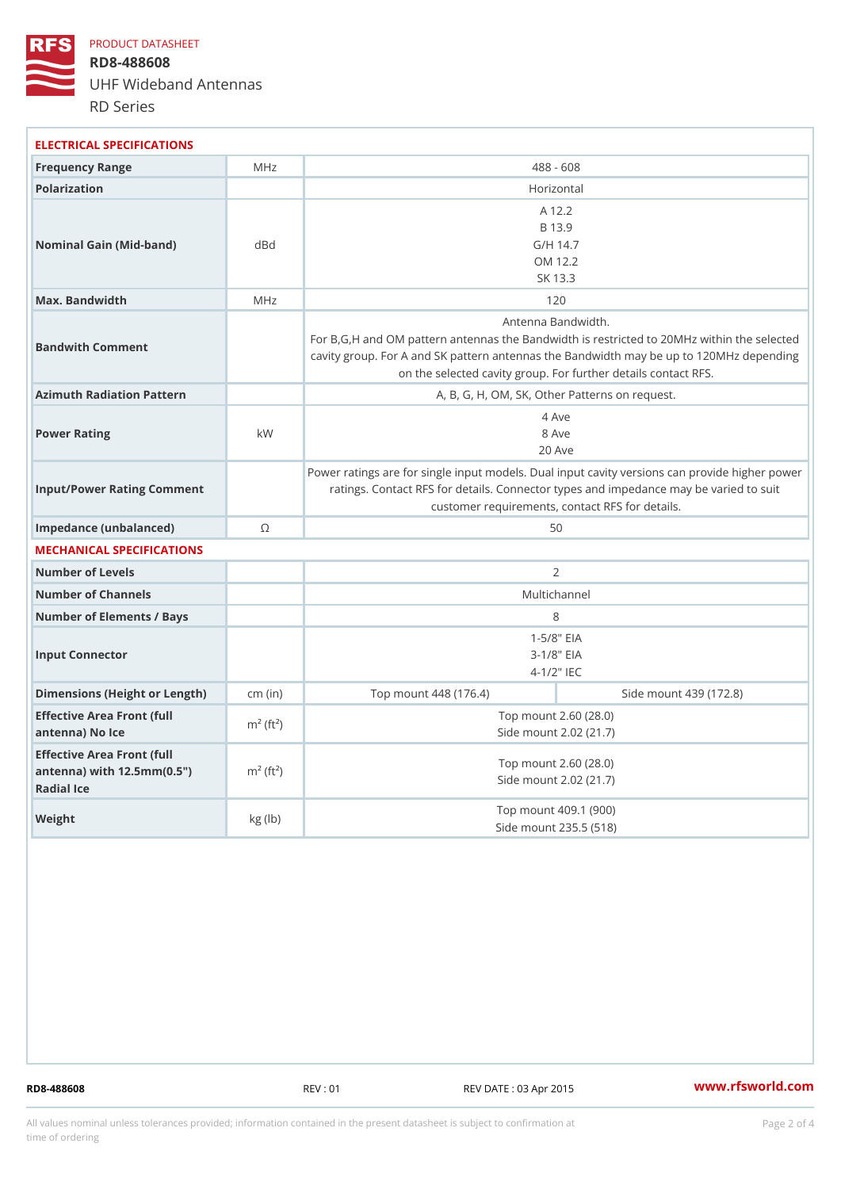PRODUCT DATASHEET

# RD8-488608

## UHF Wideband Antennas

RD Series

### ELECTRICAL SPECIFICATIONS

| | | |
|---|---|---|
| Frequency Range | MHz | 488 - 608 |
| Polarization | | Horizontal |
| Nominal Gain (Mid-band) | dBd | A 12.2<br>B 13.9<br>G/H 14.7<br>OM 12.2<br>SK 13.3 |
| Max. Bandwidth | MHz | 120 |
| Bandwith Comment | | Antenna Bandwidth.<br>For B,G,H and OM pattern antennas the Bandwidth is restricted to 20MHz within the selected cavity group. For A and SK pattern antennas the Bandwidth may be up to 120MHz depending on the selected cavity group. For further details contact RFS. |
| Azimuth Radiation Pattern | | A, B, G, H, OM, SK, Other Patterns on request. |
| Power Rating | kW | 4 Ave<br>8 Ave<br>20 Ave |
| Input/Power Rating Comment | | Power ratings are for single input models. Dual input cavity versions can provide higher power ratings. Contact RFS for details. Connector types and impedance may be varied to suit customer requirements, contact RFS for details. |
| Impedance (unbalanced) | Ω | 50 |

### MECHANICAL SPECIFICATIONS

| | | | |
|---|---|---|---|
| Number of Levels | | 2 | |
| Number of Channels | | Multichannel | |
| Number of Elements / Bays | | 8 | |
| Input Connector | | 1-5/8" EIA<br>3-1/8" EIA<br>4-1/2" IEC | |
| Dimensions (Height or Length) | cm (in) | Top mount 448 (176.4) | Side mount 439 (172.8) |
| Effective Area Front (full antenna) No Ice | $m^2$ ($ft^2$) | Top mount 2.60 (28.0)<br>Side mount 2.02 (21.7) | |
| Effective Area Front (full antenna) with 12.5mm(0.5") Radial Ice | $m^2$ ($ft^2$) | Top mount 2.60 (28.0)<br>Side mount 2.02 (21.7) | |
| Weight | kg (lb) | Top mount 409.1 (900)<br>Side mount 235.5 (518) | |

RD8-488608 REV : 01 REV DATE : 03 Apr 2015 www.rfsworld.com

All values nominal unless tolerances provided; information contained in the present datasheet is subject to confirmation at time of ordering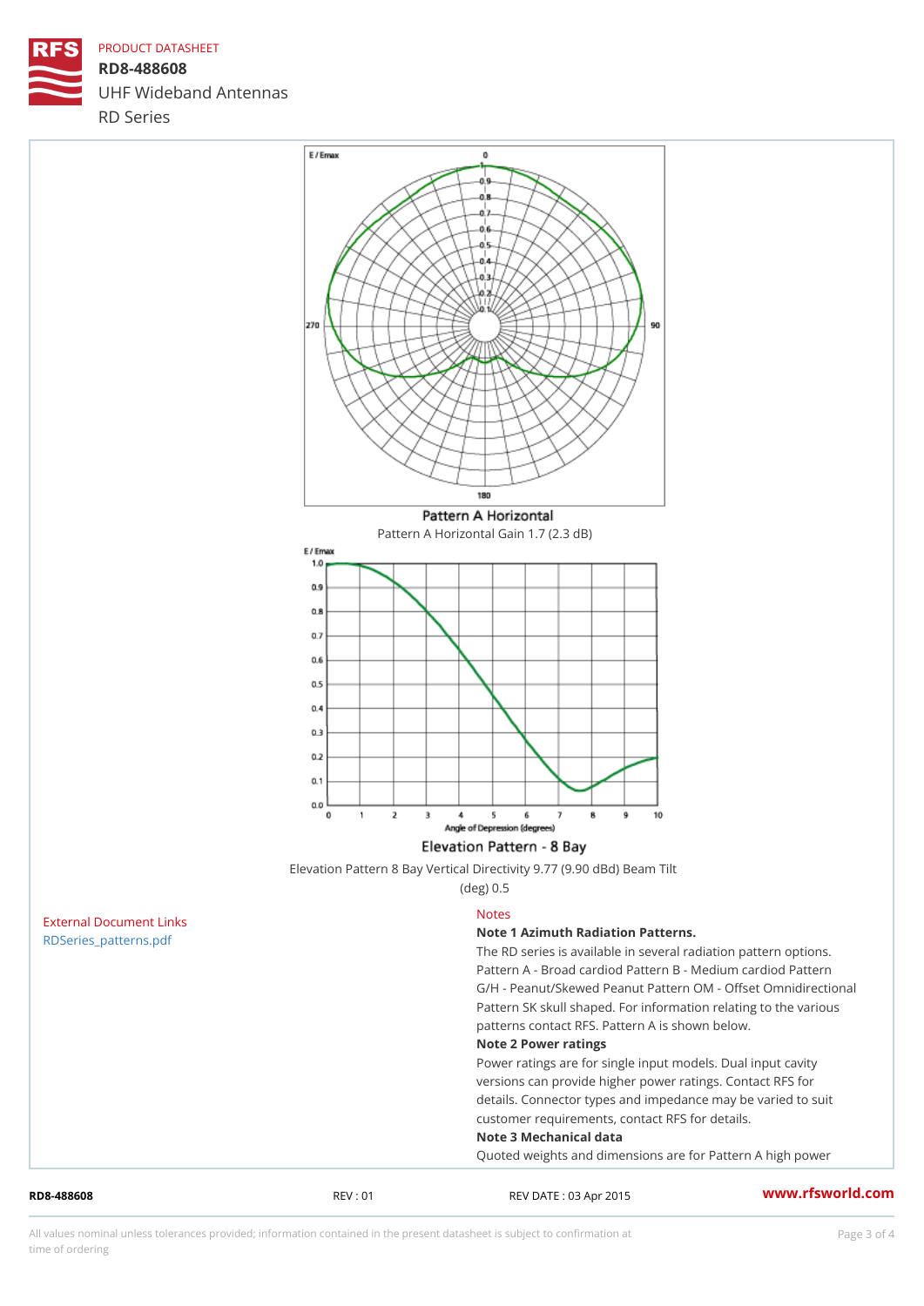PRODUCT DATASHEET

**RD8-488608**

UHF Wideband Antennas

RD Series

Pattern A Horizontal

Pattern A Horizontal Gain 1.7 (2.3 dB)

Elevation Pattern - 8 Bay

Elevation Pattern 8 Bay Vertical Directivity 9.77 (9.90 dBd) Beam Tilt (deg) 0.5

External Document Links

RDSeries_patterns.pdf

Notes

**Note 1 Azimuth Radiation Patterns.**

The RD series is available in several radiation pattern options. Pattern A - Broad cardiod Pattern B - Medium cardiod Pattern G/H - Peanut/Skewed Peanut Pattern OM - Offset Omnidirectional Pattern SK skull shaped. For information relating to the various patterns contact RFS. Pattern A is shown below.

**Note 2 Power ratings**

Power ratings are for single input models. Dual input cavity versions can provide higher power ratings. Contact RFS for details. Connector types and impedance may be varied to suit customer requirements, contact RFS for details.

**Note 3 Mechanical data**

Quoted weights and dimensions are for Pattern A high power

RD8-488608 REV : 01 REV DATE : 03 Apr 2015 www.rfsworld.com

All values nominal unless tolerances provided; information contained in the present datasheet is subject to confirmation at time of ordering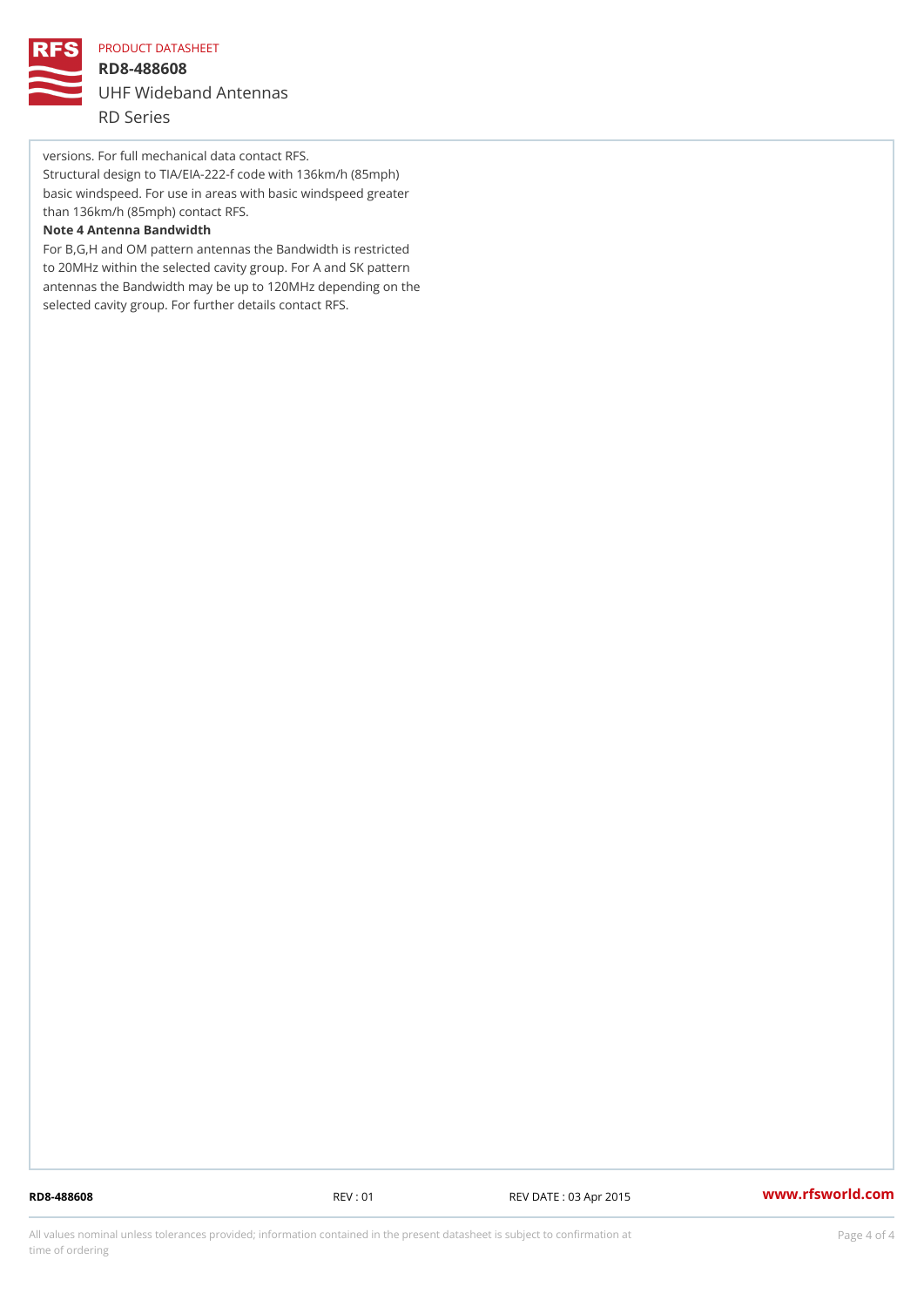versions. For full mechanical data contact RFS.
Structural design to TIA/EIA-222-f code with 136km/h (85mph) basic windspeed. For use in areas with basic windspeed greater than 136km/h (85mph) contact RFS.

**Note 4 Antenna Bandwidth**

For B,G,H and OM pattern antennas the Bandwidth is restricted to 20MHz within the selected cavity group. For A and SK pattern antennas the Bandwidth may be up to 120MHz depending on the selected cavity group. For further details contact RFS.